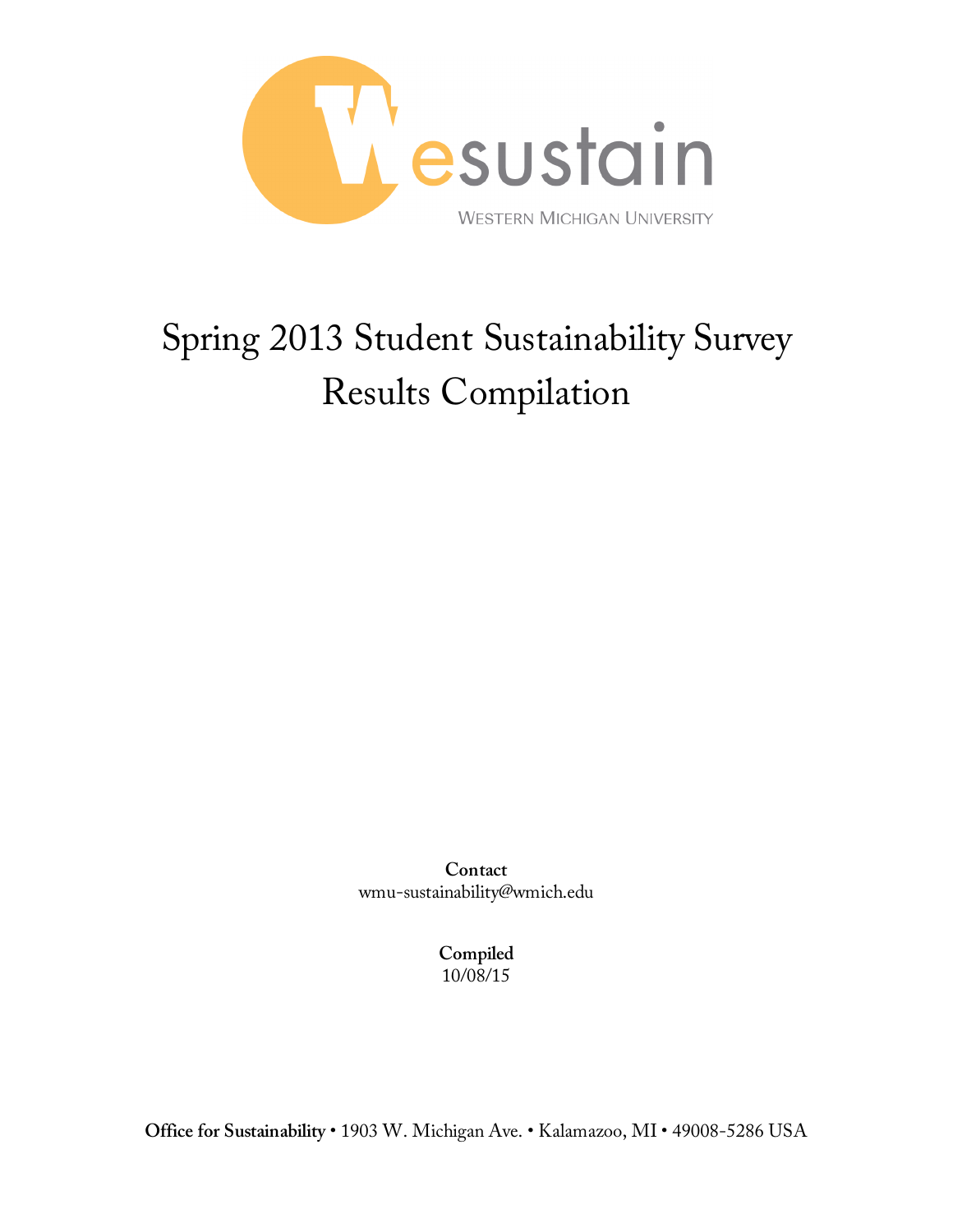Wesustain

WESTERN MICHIGAN UNIVERSITY

# Spring 2013 Student Sustainability Survey Results Compilation

**Contact**
wmu-sustainability@wmich.edu

**Compiled**
10/08/15

**Office for Sustainability** • 1903 W. Michigan Ave. • Kalamazoo, MI • 49008-5286 USA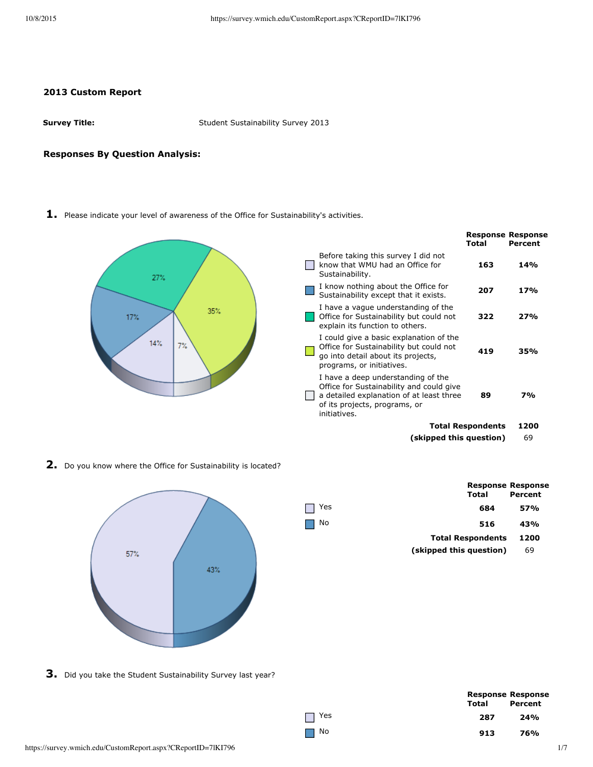## 2013 Custom Report

**Survey Title:** Student Sustainability Survey 2013

### Responses By Question Analysis:

**1.** Please indicate your level of awareness of the Office for Sustainability's activities.

| | Response Total | Response Percent |
|---|---|---|
| Before taking this survey I did not know that WMU had an Office for Sustainability. | 163 | 14% |
| I know nothing about the Office for Sustainability except that it exists. | 207 | 17% |
| I have a vague understanding of the Office for Sustainability but could not explain its function to others. | 322 | 27% |
| I could give a basic explanation of the Office for Sustainability but could not go into detail about its projects, programs, or initiatives. | 419 | 35% |
| I have a deep understanding of the Office for Sustainability and could give a detailed explanation of at least three of its projects, programs, or initiatives. | 89 | 7% |
| **Total Respondents** | 1200 | |
| **(skipped this question)** | 69 | |

**2.** Do you know where the Office for Sustainability is located?

| | Response Total | Response Percent |
|---|---|---|
| Yes | 684 | 57% |
| No | 516 | 43% |
| **Total Respondents** | 1200 | |
| **(skipped this question)** | 69 | |

**3.** Did you take the Student Sustainability Survey last year?

| | Response Total | Response Percent |
|---|---|---|
| Yes | 287 | 24% |
| No | 913 | 76% |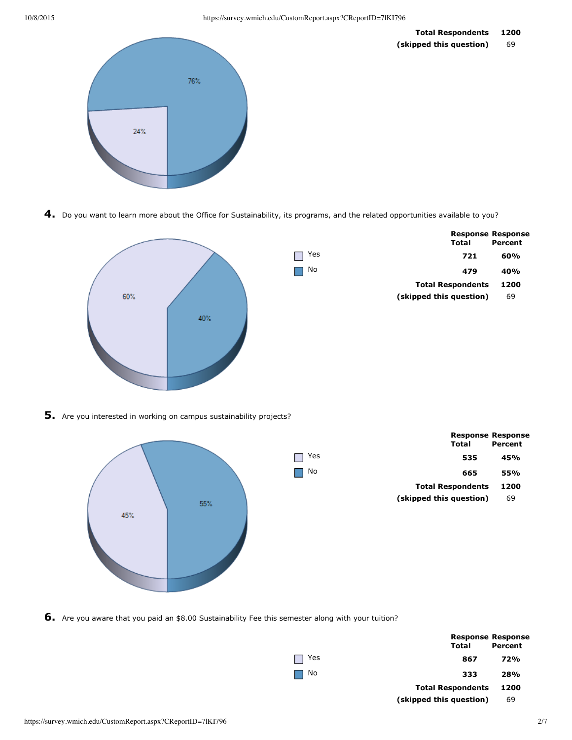| | |
|---|---|
| **Total Respondents** | **1200** |
| **(skipped this question)** | 69 |

**4.** Do you want to learn more about the Office for Sustainability, its programs, and the related opportunities available to you?

| | Response Total | Response Percent |
|---|---|---|
| Yes | 721 | 60% |
| No | 479 | 40% |
| **Total Respondents** | **1200** | |
| **(skipped this question)** | 69 | |

**5.** Are you interested in working on campus sustainability projects?

| | Response Total | Response Percent |
|---|---|---|
| Yes | 535 | 45% |
| No | 665 | 55% |
| **Total Respondents** | **1200** | |
| **(skipped this question)** | 69 | |

**6.** Are you aware that you paid an $8.00 Sustainability Fee this semester along with your tuition?

| | Response Total | Response Percent |
|---|---|---|
| Yes | 867 | 72% |
| No | 333 | 28% |
| **Total Respondents** | **1200** | |
| **(skipped this question)** | 69 | |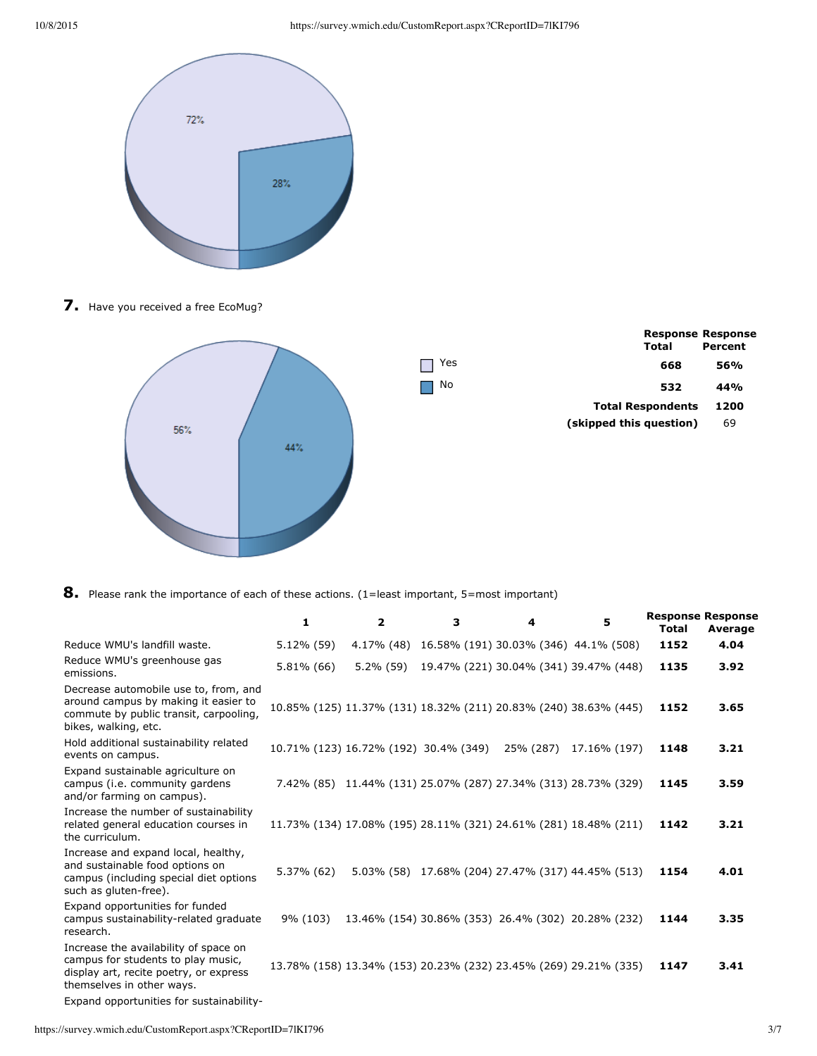72%

28%

**7.** Have you received a free EcoMug?

56%

44%

| | Response Total | Response Percent |
|---|---|---|
| Yes | 668 | 56% |
| No | 532 | 44% |
| **Total Respondents** | **1200** | |
| **(skipped this question)** | 69 | |

**8.** Please rank the importance of each of these actions. (1=least important, 5=most important)

| | 1 | 2 | 3 | 4 | 5 | Response Total | Response Average |
|---|---|---|---|---|---|---|---|
| Reduce WMU's landfill waste. | 5.12% (59) | 4.17% (48) | 16.58% (191) | 30.03% (346) | 44.1% (508) | **1152** | **4.04** |
| Reduce WMU's greenhouse gas emissions. | 5.81% (66) | 5.2% (59) | 19.47% (221) | 30.04% (341) | 39.47% (448) | **1135** | **3.92** |
| Decrease automobile use to, from, and around campus by making it easier to commute by public transit, carpooling, bikes, walking, etc. | 10.85% (125) | 11.37% (131) | 18.32% (211) | 20.83% (240) | 38.63% (445) | **1152** | **3.65** |
| Hold additional sustainability related events on campus. | 10.71% (123) | 16.72% (192) | 30.4% (349) | 25% (287) | 17.16% (197) | **1148** | **3.21** |
| Expand sustainable agriculture on campus (i.e. community gardens and/or farming on campus). | 7.42% (85) | 11.44% (131) | 25.07% (287) | 27.34% (313) | 28.73% (329) | **1145** | **3.59** |
| Increase the number of sustainability related general education courses in the curriculum. | 11.73% (134) | 17.08% (195) | 28.11% (321) | 24.61% (281) | 18.48% (211) | **1142** | **3.21** |
| Increase and expand local, healthy, and sustainable food options on campus (including special diet options such as gluten-free). | 5.37% (62) | 5.03% (58) | 17.68% (204) | 27.47% (317) | 44.45% (513) | **1154** | **4.01** |
| Expand opportunities for funded campus sustainability-related graduate research. | 9% (103) | 13.46% (154) | 30.86% (353) | 26.4% (302) | 20.28% (232) | **1144** | **3.35** |
| Increase the availability of space on campus for students to play music, display art, recite poetry, or express themselves in other ways. | 13.78% (158) | 13.34% (153) | 20.23% (232) | 23.45% (269) | 29.21% (335) | **1147** | **3.41** |
| Expand opportunities for sustainability- | | | | | | | |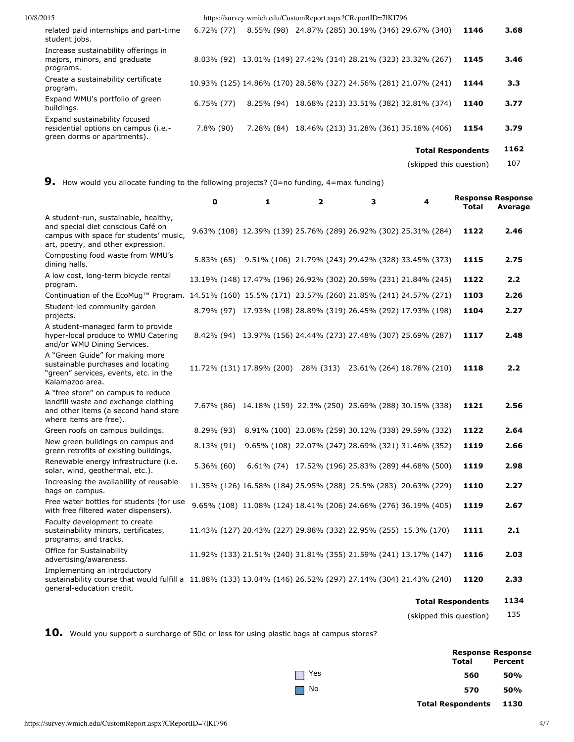| | | | | | | | |
|---|---|---|---|---|---|---|---|
| related paid internships and part-time student jobs. | 6.72% (77) | 8.55% (98) | 24.87% (285) | 30.19% (346) | 29.67% (340) | 1146 | 3.68 |
| Increase sustainability offerings in majors, minors, and graduate programs. | 8.03% (92) | 13.01% (149) | 27.42% (314) | 28.21% (323) | 23.32% (267) | 1145 | 3.46 |
| Create a sustainability certificate program. | 10.93% (125) | 14.86% (170) | 28.58% (327) | 24.56% (281) | 21.07% (241) | 1144 | 3.3 |
| Expand WMU's portfolio of green buildings. | 6.75% (77) | 8.25% (94) | 18.68% (213) | 33.51% (382) | 32.81% (374) | 1140 | 3.77 |
| Expand sustainability focused residential options on campus (i.e.- green dorms or apartments). | 7.8% (90) | 7.28% (84) | 18.46% (213) | 31.28% (361) | 35.18% (406) | 1154 | 3.79 |
| | | | | | **Total Respondents** | | **1162** |
| | | | | | (skipped this question) | | 107 |

**9.** How would you allocate funding to the following projects? (0=no funding, 4=max funding)

| | 0 | 1 | 2 | 3 | 4 | Response Total | Response Average |
|---|---|---|---|---|---|---|---|
| A student-run, sustainable, healthy, and special diet conscious Café on campus with space for students' music, art, poetry, and other expression. | 9.63% (108) | 12.39% (139) | 25.76% (289) | 26.92% (302) | 25.31% (284) | 1122 | 2.46 |
| Composting food waste from WMU's dining halls. | 5.83% (65) | 9.51% (106) | 21.79% (243) | 29.42% (328) | 33.45% (373) | 1115 | 2.75 |
| A low cost, long-term bicycle rental program. | 13.19% (148) | 17.47% (196) | 26.92% (302) | 20.59% (231) | 21.84% (245) | 1122 | 2.2 |
| Continuation of the EcoMug™ Program. | 14.51% (160) | 15.5% (171) | 23.57% (260) | 21.85% (241) | 24.57% (271) | 1103 | 2.26 |
| Student-led community garden projects. | 8.79% (97) | 17.93% (198) | 28.89% (319) | 26.45% (292) | 17.93% (198) | 1104 | 2.27 |
| A student-managed farm to provide hyper-local produce to WMU Catering and/or WMU Dining Services. | 8.42% (94) | 13.97% (156) | 24.44% (273) | 27.48% (307) | 25.69% (287) | 1117 | 2.48 |
| A "Green Guide" for making more sustainable purchases and locating "green" services, events, etc. in the Kalamazoo area. | 11.72% (131) | 17.89% (200) | 28% (313) | 23.61% (264) | 18.78% (210) | 1118 | 2.2 |
| A "free store" on campus to reduce landfill waste and exchange clothing and other items (a second hand store where items are free). | 7.67% (86) | 14.18% (159) | 22.3% (250) | 25.69% (288) | 30.15% (338) | 1121 | 2.56 |
| Green roofs on campus buildings. | 8.29% (93) | 8.91% (100) | 23.08% (259) | 30.12% (338) | 29.59% (332) | 1122 | 2.64 |
| New green buildings on campus and green retrofits of existing buildings. | 8.13% (91) | 9.65% (108) | 22.07% (247) | 28.69% (321) | 31.46% (352) | 1119 | 2.66 |
| Renewable energy infrastructure (i.e. solar, wind, geothermal, etc.). | 5.36% (60) | 6.61% (74) | 17.52% (196) | 25.83% (289) | 44.68% (500) | 1119 | 2.98 |
| Increasing the availability of reusable bags on campus. | 11.35% (126) | 16.58% (184) | 25.95% (288) | 25.5% (283) | 20.63% (229) | 1110 | 2.27 |
| Free water bottles for students (for use with free filtered water dispensers). | 9.65% (108) | 11.08% (124) | 18.41% (206) | 24.66% (276) | 36.19% (405) | 1119 | 2.67 |
| Faculty development to create sustainability minors, certificates, programs, and tracks. | 11.43% (127) | 20.43% (227) | 29.88% (332) | 22.95% (255) | 15.3% (170) | 1111 | 2.1 |
| Office for Sustainability advertising/awareness. | 11.92% (133) | 21.51% (240) | 31.81% (355) | 21.59% (241) | 13.17% (147) | 1116 | 2.03 |
| Implementing an introductory sustainability course that would fulfill a general-education credit. | 11.88% (133) | 13.04% (146) | 26.52% (297) | 27.14% (304) | 21.43% (240) | 1120 | 2.33 |
| | | | | | **Total Respondents** | | **1134** |
| | | | | | (skipped this question) | | 135 |

**10.** Would you support a surcharge of 50¢ or less for using plastic bags at campus stores?

| | Response Total | Response Percent |
|---|---|---|
| Yes | 560 | 50% |
| No | 570 | 50% |
| **Total Respondents** | **1130** | |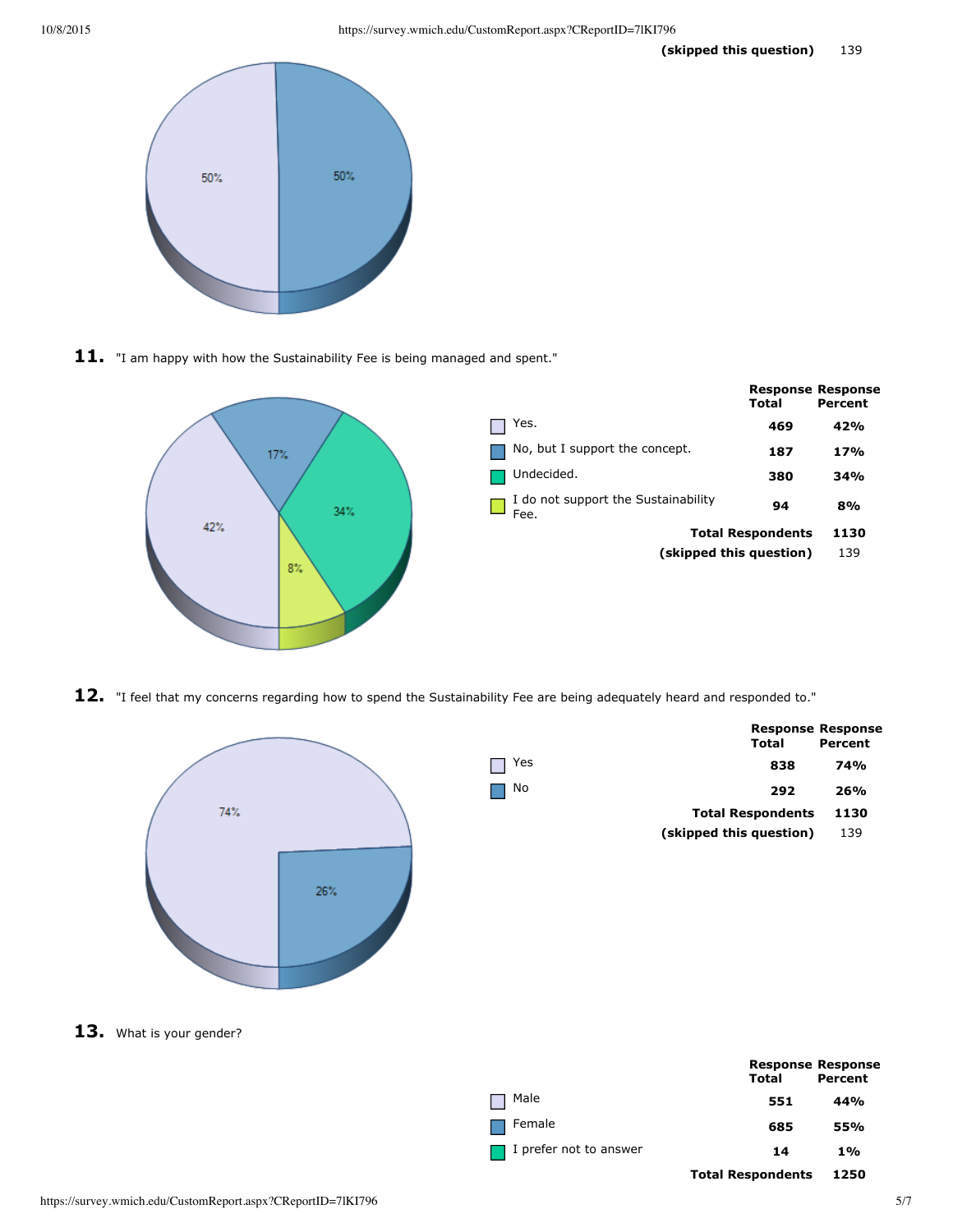| (skipped this question) | 139 |
|---|---|

## 11. "I am happy with how the Sustainability Fee is being managed and spent."

| | Response Total | Response Percent |
|---|---|---|
| Yes. | 469 | 42% |
| No, but I support the concept. | 187 | 17% |
| Undecided. | 380 | 34% |
| I do not support the Sustainability Fee. | 94 | 8% |
| **Total Respondents** | **1130** | |
| **(skipped this question)** | 139 | |

## 12. "I feel that my concerns regarding how to spend the Sustainability Fee are being adequately heard and responded to."

| | Response Total | Response Percent |
|---|---|---|
| Yes | 838 | 74% |
| No | 292 | 26% |
| **Total Respondents** | **1130** | |
| **(skipped this question)** | 139 | |

## 13. What is your gender?

| | Response Total | Response Percent |
|---|---|---|
| Male | 551 | 44% |
| Female | 685 | 55% |
| I prefer not to answer | 14 | 1% |
| **Total Respondents** | **1250** | |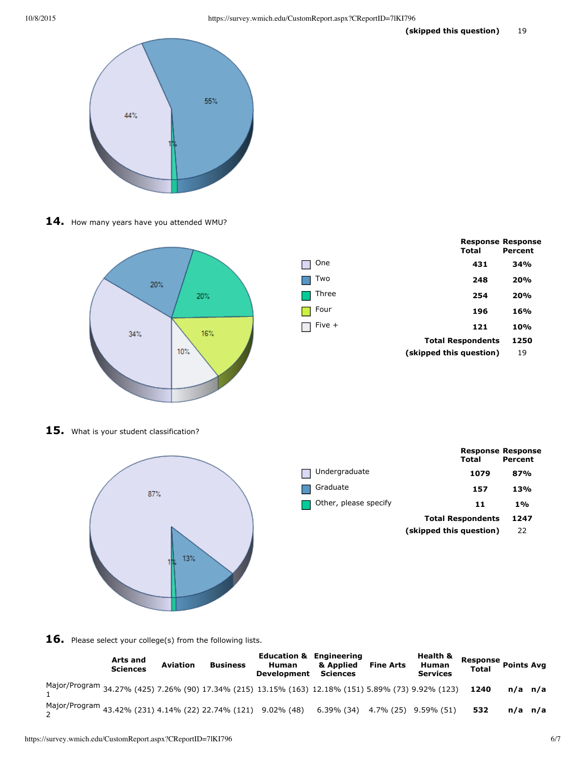| | |
|---|---|
| **(skipped this question)** | 19 |

**14.** How many years have you attended WMU?

| | Response Total | Response Percent |
|---|---|---|
| One | 431 | 34% |
| Two | 248 | 20% |
| Three | 254 | 20% |
| Four | 196 | 16% |
| Five + | 121 | 10% |
| **Total Respondents** | 1250 | |
| **(skipped this question)** | 19 | |

**15.** What is your student classification?

| | Response Total | Response Percent |
|---|---|---|
| Undergraduate | 1079 | 87% |
| Graduate | 157 | 13% |
| Other, please specify | 11 | 1% |
| **Total Respondents** | 1247 | |
| **(skipped this question)** | 22 | |

**16.** Please select your college(s) from the following lists.

| | Arts and Sciences | Aviation | Business | Education & Human Development | Engineering & Applied Sciences | Fine Arts | Health & Human Services | Response Total | Points | Avg |
|---|---|---|---|---|---|---|---|---|---|---|
| Major/Program 1 | 34.27% (425) | 7.26% (90) | 17.34% (215) | 13.15% (163) | 12.18% (151) | 5.89% (73) | 9.92% (123) | 1240 | n/a | n/a |
| Major/Program 2 | 43.42% (231) | 4.14% (22) | 22.74% (121) | 9.02% (48) | 6.39% (34) | 4.7% (25) | 9.59% (51) | 532 | n/a | n/a |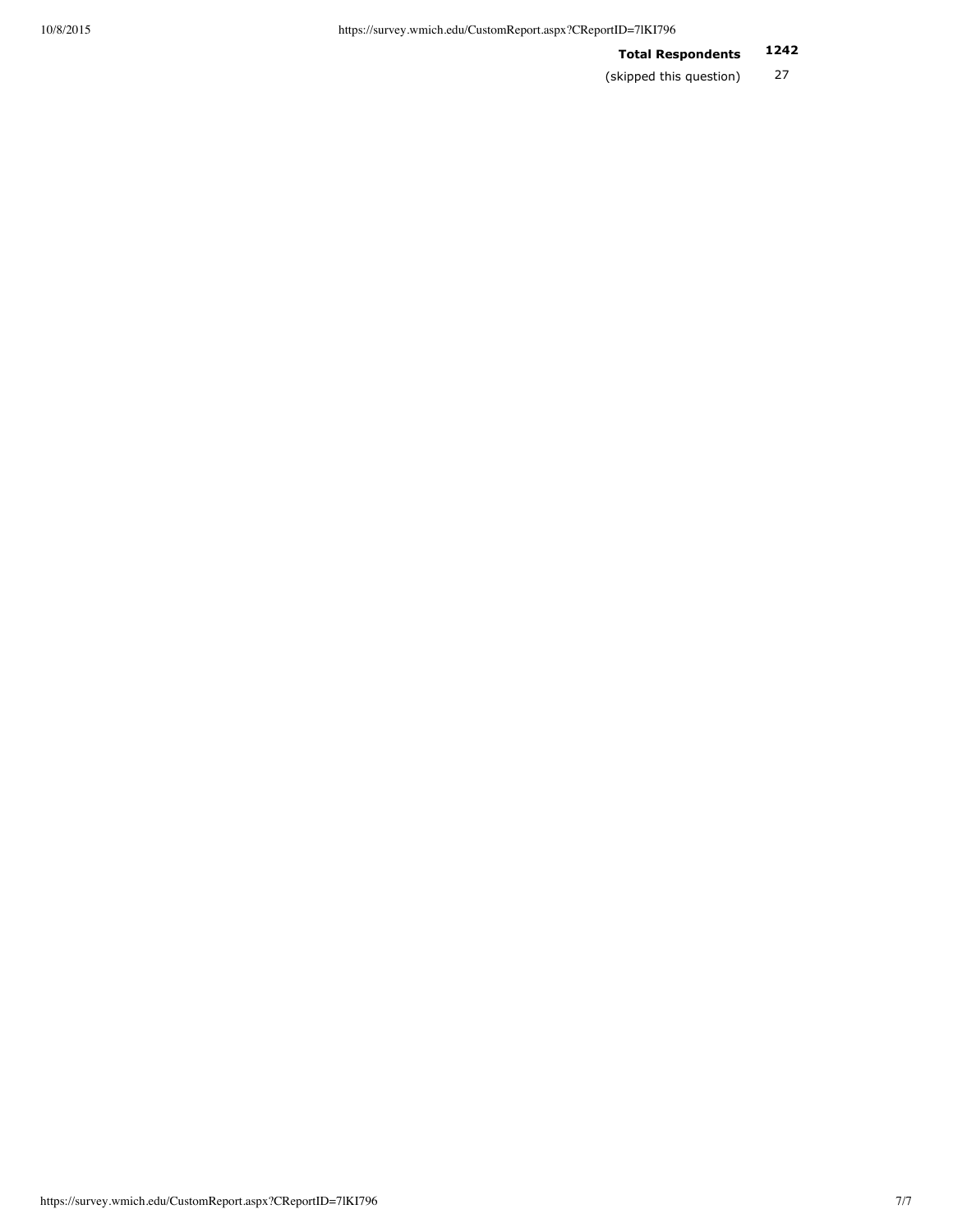| | |
|---|---|
| **Total Respondents** | **1242** |
| (skipped this question) | 27 |